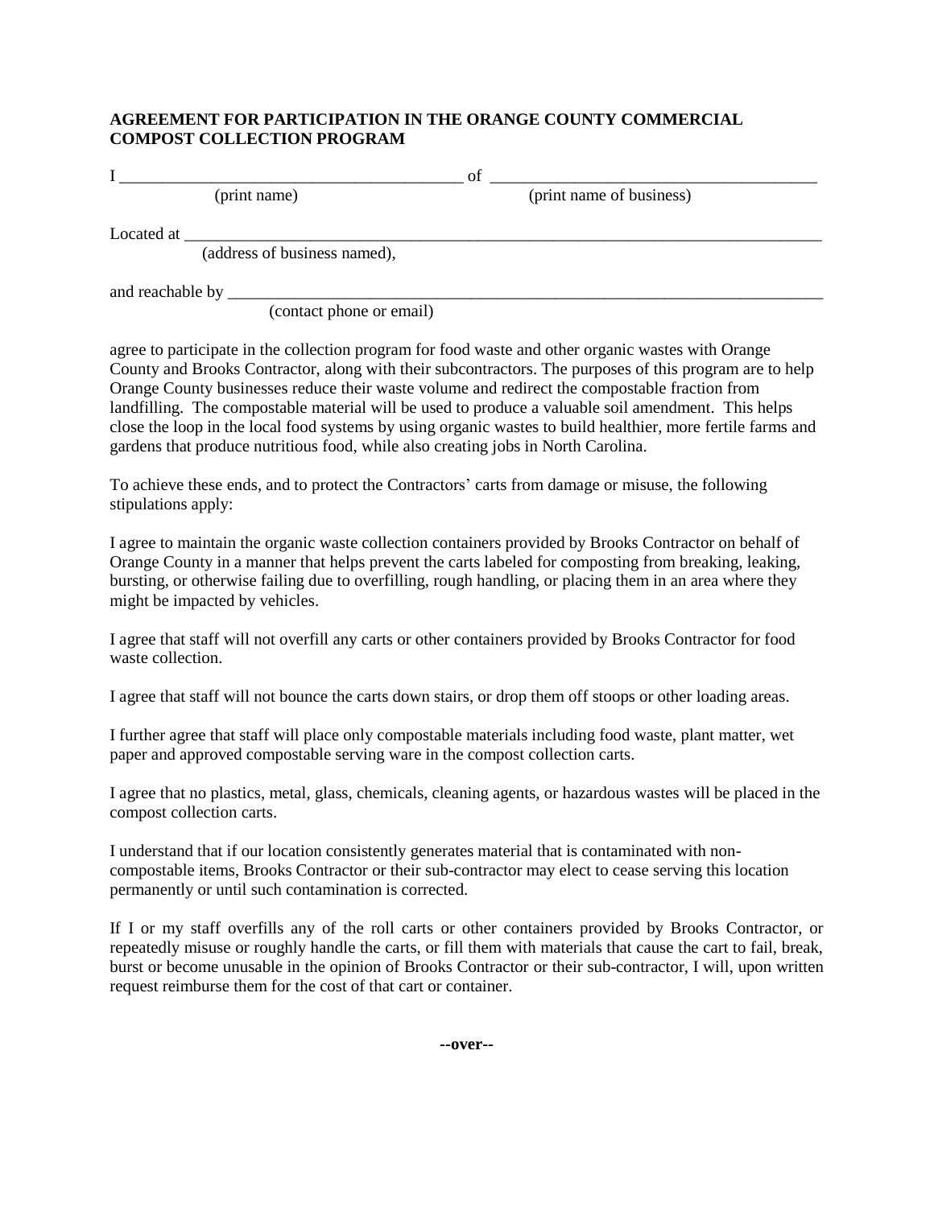**AGREEMENT FOR PARTICIPATION IN THE ORANGE COUNTY COMMERCIAL COMPOST COLLECTION PROGRAM**

I __________________________________________ of ________________________________________
(print name) (print name of business)

Located at ________________________________________________________________________________
(address of business named),

and reachable by ___________________________________________________________________________
(contact phone or email)

agree to participate in the collection program for food waste and other organic wastes with Orange County and Brooks Contractor, along with their subcontractors. The purposes of this program are to help Orange County businesses reduce their waste volume and redirect the compostable fraction from landfilling. The compostable material will be used to produce a valuable soil amendment. This helps close the loop in the local food systems by using organic wastes to build healthier, more fertile farms and gardens that produce nutritious food, while also creating jobs in North Carolina.

To achieve these ends, and to protect the Contractors' carts from damage or misuse, the following stipulations apply:

I agree to maintain the organic waste collection containers provided by Brooks Contractor on behalf of Orange County in a manner that helps prevent the carts labeled for composting from breaking, leaking, bursting, or otherwise failing due to overfilling, rough handling, or placing them in an area where they might be impacted by vehicles.

I agree that staff will not overfill any carts or other containers provided by Brooks Contractor for food waste collection.

I agree that staff will not bounce the carts down stairs, or drop them off stoops or other loading areas.

I further agree that staff will place only compostable materials including food waste, plant matter, wet paper and approved compostable serving ware in the compost collection carts.

I agree that no plastics, metal, glass, chemicals, cleaning agents, or hazardous wastes will be placed in the compost collection carts.

I understand that if our location consistently generates material that is contaminated with non-compostable items, Brooks Contractor or their sub-contractor may elect to cease serving this location permanently or until such contamination is corrected.

If I or my staff overfills any of the roll carts or other containers provided by Brooks Contractor, or repeatedly misuse or roughly handle the carts, or fill them with materials that cause the cart to fail, break, burst or become unusable in the opinion of Brooks Contractor or their sub-contractor, I will, upon written request reimburse them for the cost of that cart or container.

**--over--**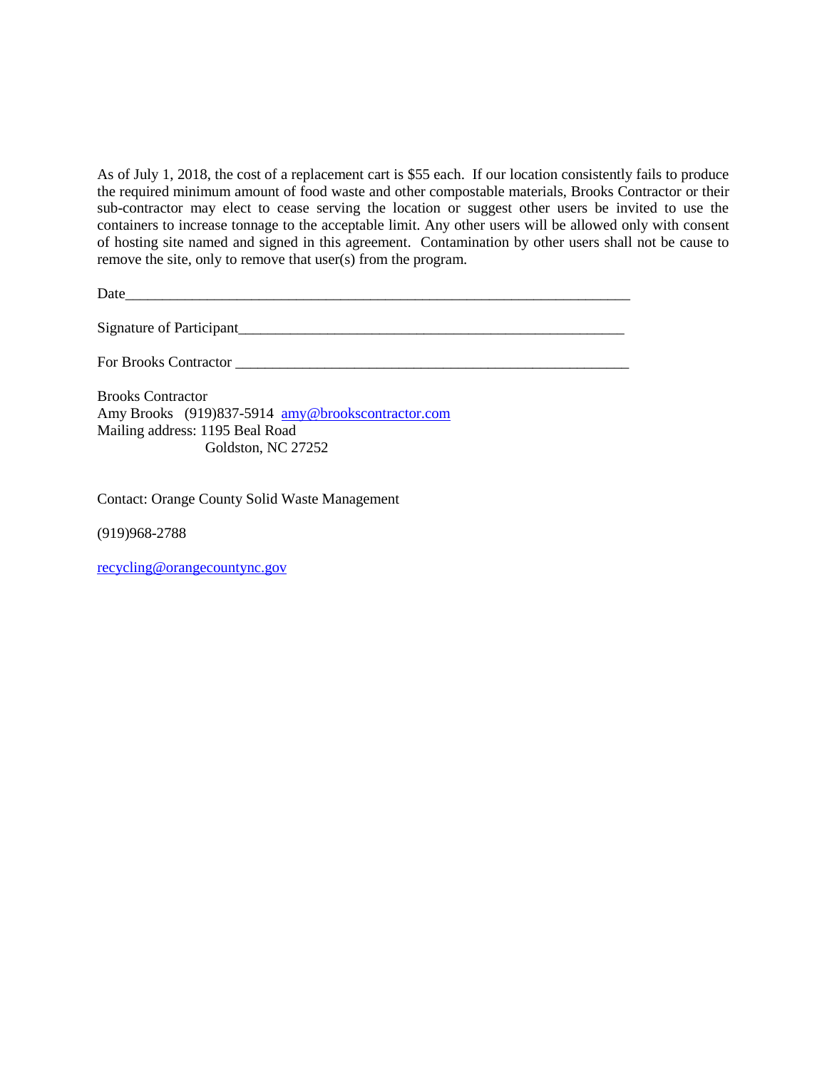As of July 1, 2018, the cost of a replacement cart is $55 each. If our location consistently fails to produce the required minimum amount of food waste and other compostable materials, Brooks Contractor or their sub-contractor may elect to cease serving the location or suggest other users be invited to use the containers to increase tonnage to the acceptable limit. Any other users will be allowed only with consent of hosting site named and signed in this agreement. Contamination by other users shall not be cause to remove the site, only to remove that user(s) from the program.

Date_________________________________________________________________________

Signature of Participant_____________________________________________________

For Brooks Contractor _____________________________________________________

Brooks Contractor
Amy Brooks (919)837-5914 amy@brookscontractor.com
Mailing address: 1195 Beal Road
Goldston, NC 27252

Contact: Orange County Solid Waste Management

(919)968-2788

recycling@orangecountync.gov